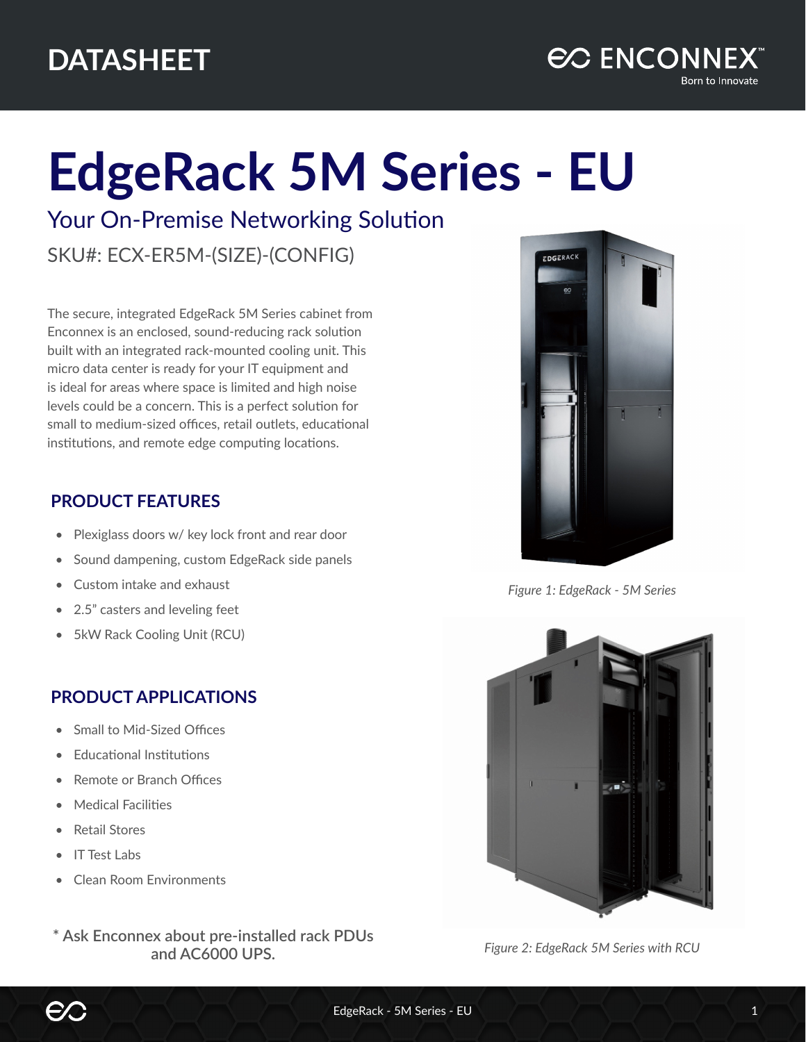DATASHEET

# EdgeRack 5M Series - EU

## Your On-Premise Networking Solution

SKU#: ECX-ER5M-(SIZE)-(CONFIG)

The secure, integrated EdgeRack 5M Series cabinet from Enconnex is an enclosed, sound-reducing rack solution built with an integrated rack-mounted cooling unit. This micro data center is ready for your IT equipment and is ideal for areas where space is limited and high noise levels could be a concern. This is a perfect solution for small to medium-sized offices, retail outlets, educational institutions, and remote edge computing locations.

### PRODUCT FEATURES

- Plexiglass doors w/ key lock front and rear door
- Sound dampening, custom EdgeRack side panels
- Custom intake and exhaust
- 2.5" casters and leveling feet
- 5kW Rack Cooling Unit (RCU)

### PRODUCT APPLICATIONS

- Small to Mid-Sized Offices
- Educational Institutions
- Remote or Branch Offices
- Medical Facilities
- Retail Stores
- IT Test Labs
- Clean Room Environments

\* Ask Enconnex about pre-installed rack PDUs and AC6000 UPS.

*Figure 1: EdgeRack - 5M Series*

*Figure 2: EdgeRack 5M Series with RCU*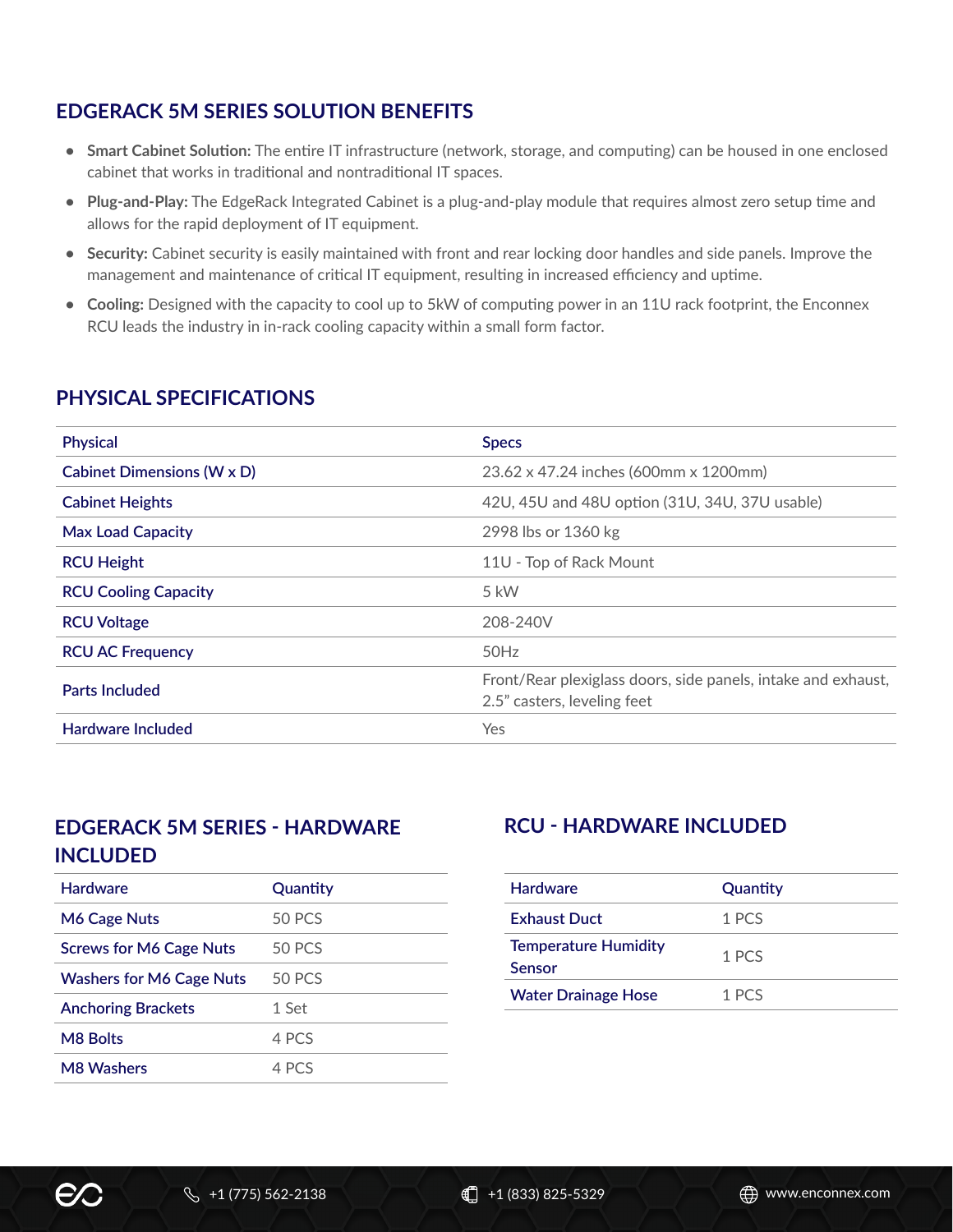## EDGERACK 5M SERIES SOLUTION BENEFITS

- **Smart Cabinet Solution:** The entire IT infrastructure (network, storage, and computing) can be housed in one enclosed cabinet that works in traditional and nontraditional IT spaces.
- **Plug-and-Play:** The EdgeRack Integrated Cabinet is a plug-and-play module that requires almost zero setup time and allows for the rapid deployment of IT equipment.
- **Security:** Cabinet security is easily maintained with front and rear locking door handles and side panels. Improve the management and maintenance of critical IT equipment, resulting in increased efficiency and uptime.
- **Cooling:** Designed with the capacity to cool up to 5kW of computing power in an 11U rack footprint, the Enconnex RCU leads the industry in in-rack cooling capacity within a small form factor.

## PHYSICAL SPECIFICATIONS

| Physical | Specs |
| --- | --- |
| Cabinet Dimensions (W x D) | 23.62 x 47.24 inches (600mm x 1200mm) |
| Cabinet Heights | 42U, 45U and 48U option (31U, 34U, 37U usable) |
| Max Load Capacity | 2998 lbs or 1360 kg |
| RCU Height | 11U - Top of Rack Mount |
| RCU Cooling Capacity | 5 kW |
| RCU Voltage | 208-240V |
| RCU AC Frequency | 50Hz |
| Parts Included | Front/Rear plexiglass doors, side panels, intake and exhaust, 2.5" casters, leveling feet |
| Hardware Included | Yes |

## EDGERACK 5M SERIES - HARDWARE INCLUDED

| Hardware | Quantity |
| --- | --- |
| M6 Cage Nuts | 50 PCS |
| Screws for M6 Cage Nuts | 50 PCS |
| Washers for M6 Cage Nuts | 50 PCS |
| Anchoring Brackets | 1 Set |
| M8 Bolts | 4 PCS |
| M8 Washers | 4 PCS |

## RCU - HARDWARE INCLUDED

| Hardware | Quantity |
| --- | --- |
| Exhaust Duct | 1 PCS |
| Temperature Humidity Sensor | 1 PCS |
| Water Drainage Hose | 1 PCS |

+1 (775) 562-2138 | +1 (833) 825-5329 | www.enconnex.com